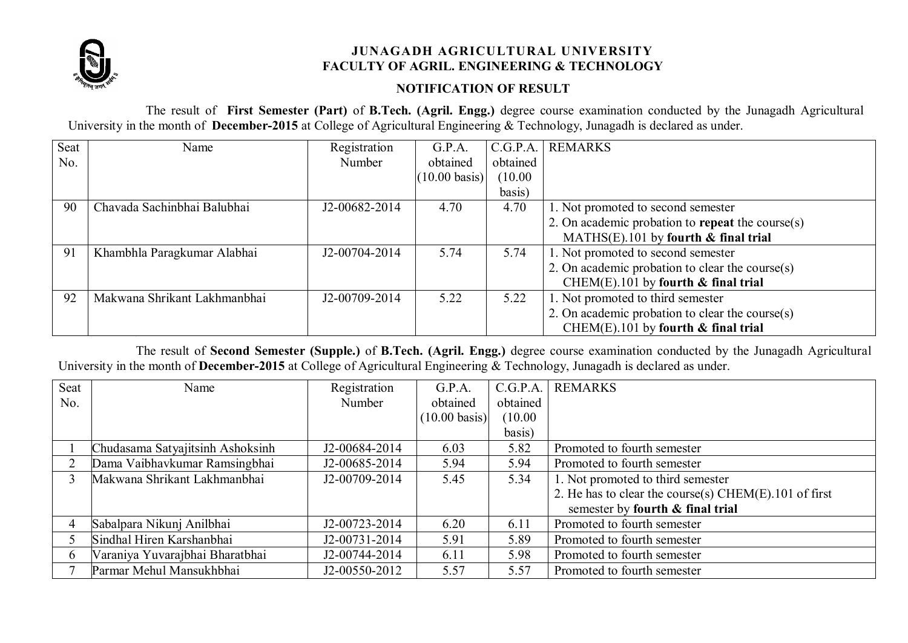# JUNAGADH AGRICULTURAL UNIVERSITY
## FACULTY OF AGRIL. ENGINEERING & TECHNOLOGY

### NOTIFICATION OF RESULT

The result of **First Semester (Part)** of **B.Tech. (Agril. Engg.)** degree course examination conducted by the Junagadh Agricultural University in the month of **December-2015** at College of Agricultural Engineering & Technology, Junagadh is declared as under.

| Seat No. | Name | Registration Number | G.P.A. obtained (10.00 basis) | C.G.P.A. obtained (10.00 basis) | REMARKS |
|---|---|---|---|---|---|
| 90 | Chavada Sachinbhai Balubhai | J2-00682-2014 | 4.70 | 4.70 | 1. Not promoted to second semester<br>2. On academic probation to **repeat** the course(s) MATHS(E).101 by **fourth & final trial** |
| 91 | Khambhla Paragkumar Alabhai | J2-00704-2014 | 5.74 | 5.74 | 1. Not promoted to second semester<br>2. On academic probation to clear the course(s) CHEM(E).101 by **fourth & final trial** |
| 92 | Makwana Shrikant Lakhmanbhai | J2-00709-2014 | 5.22 | 5.22 | 1. Not promoted to third semester<br>2. On academic probation to clear the course(s) CHEM(E).101 by **fourth & final trial** |

The result of **Second Semester (Supple.)** of **B.Tech. (Agril. Engg.)** degree course examination conducted by the Junagadh Agricultural University in the month of **December-2015** at College of Agricultural Engineering & Technology, Junagadh is declared as under.

| Seat No. | Name | Registration Number | G.P.A. obtained (10.00 basis) | C.G.P.A. obtained (10.00 basis) | REMARKS |
|---|---|---|---|---|---|
| 1 | Chudasama Satyajitsinh Ashoksinh | J2-00684-2014 | 6.03 | 5.82 | Promoted to fourth semester |
| 2 | Dama Vaibhavkumar Ramsingbhai | J2-00685-2014 | 5.94 | 5.94 | Promoted to fourth semester |
| 3 | Makwana Shrikant Lakhmanbhai | J2-00709-2014 | 5.45 | 5.34 | 1. Not promoted to third semester<br>2. He has to clear the course(s) CHEM(E).101 of first semester by **fourth & final trial** |
| 4 | Sabalpara Nikunj Anilbhai | J2-00723-2014 | 6.20 | 6.11 | Promoted to fourth semester |
| 5 | Sindhal Hiren Karshanbhai | J2-00731-2014 | 5.91 | 5.89 | Promoted to fourth semester |
| 6 | Varaniya Yuvarajbhai Bharatbhai | J2-00744-2014 | 6.11 | 5.98 | Promoted to fourth semester |
| 7 | Parmar Mehul Mansukhbhai | J2-00550-2012 | 5.57 | 5.57 | Promoted to fourth semester |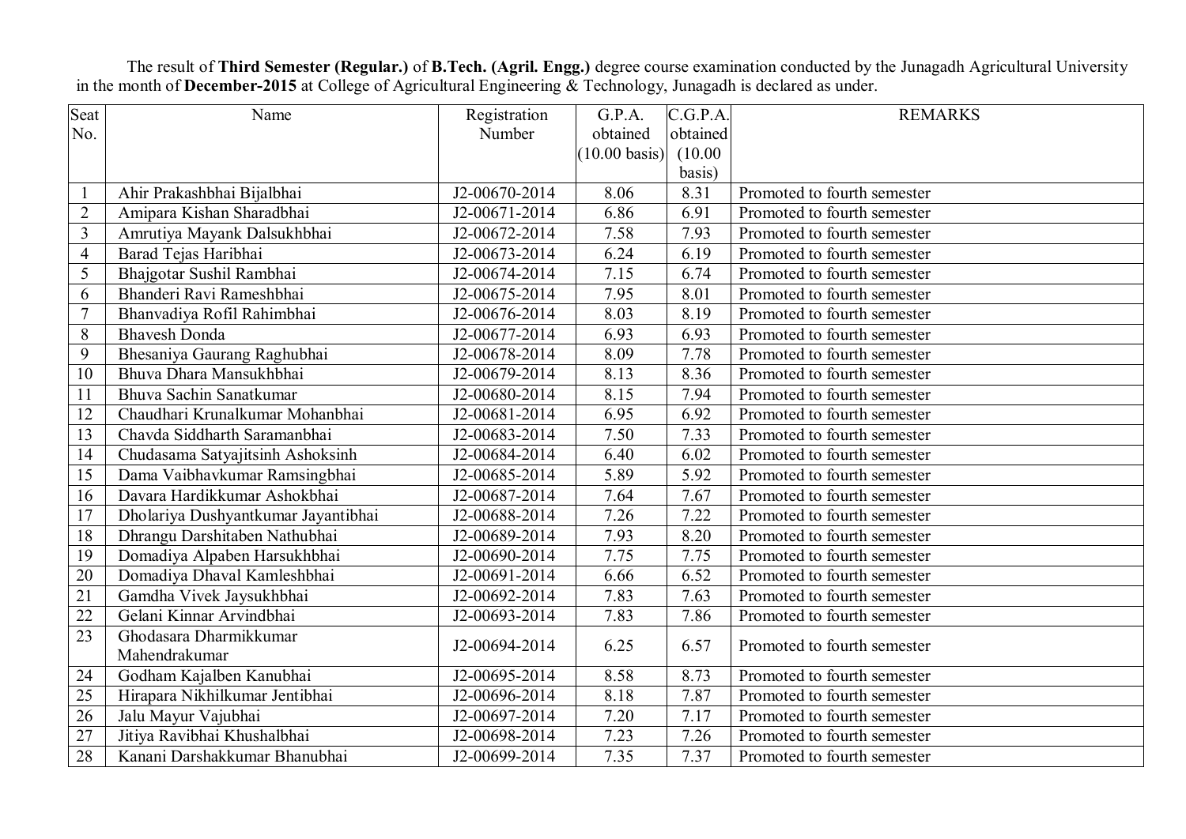The result of **Third Semester (Regular.)** of **B.Tech. (Agril. Engg.)** degree course examination conducted by the Junagadh Agricultural University in the month of **December-2015** at College of Agricultural Engineering & Technology, Junagadh is declared as under.

| Seat No. | Name | Registration Number | G.P.A. obtained (10.00 basis) | C.G.P.A. obtained (10.00 basis) | REMARKS |
|---|---|---|---|---|---|
| 1 | Ahir Prakashbhai Bijalbhai | J2-00670-2014 | 8.06 | 8.31 | Promoted to fourth semester |
| 2 | Amipara Kishan Sharadbhai | J2-00671-2014 | 6.86 | 6.91 | Promoted to fourth semester |
| 3 | Amrutiya Mayank Dalsukhbhai | J2-00672-2014 | 7.58 | 7.93 | Promoted to fourth semester |
| 4 | Barad Tejas Haribhai | J2-00673-2014 | 6.24 | 6.19 | Promoted to fourth semester |
| 5 | Bhajgotar Sushil Rambhai | J2-00674-2014 | 7.15 | 6.74 | Promoted to fourth semester |
| 6 | Bhanderi Ravi Rameshbhai | J2-00675-2014 | 7.95 | 8.01 | Promoted to fourth semester |
| 7 | Bhanvadiya Rofil Rahimbhai | J2-00676-2014 | 8.03 | 8.19 | Promoted to fourth semester |
| 8 | Bhavesh Donda | J2-00677-2014 | 6.93 | 6.93 | Promoted to fourth semester |
| 9 | Bhesaniya Gaurang Raghubhai | J2-00678-2014 | 8.09 | 7.78 | Promoted to fourth semester |
| 10 | Bhuva Dhara Mansukhbhai | J2-00679-2014 | 8.13 | 8.36 | Promoted to fourth semester |
| 11 | Bhuva Sachin Sanatkumar | J2-00680-2014 | 8.15 | 7.94 | Promoted to fourth semester |
| 12 | Chaudhari Krunalkumar Mohanbhai | J2-00681-2014 | 6.95 | 6.92 | Promoted to fourth semester |
| 13 | Chavda Siddharth Saramanbhai | J2-00683-2014 | 7.50 | 7.33 | Promoted to fourth semester |
| 14 | Chudasama Satyajitsinh Ashoksinh | J2-00684-2014 | 6.40 | 6.02 | Promoted to fourth semester |
| 15 | Dama Vaibhavkumar Ramsingbhai | J2-00685-2014 | 5.89 | 5.92 | Promoted to fourth semester |
| 16 | Davara Hardikkumar Ashokbhai | J2-00687-2014 | 7.64 | 7.67 | Promoted to fourth semester |
| 17 | Dholariya Dushyantkumar Jayantibhai | J2-00688-2014 | 7.26 | 7.22 | Promoted to fourth semester |
| 18 | Dhrangu Darshitaben Nathubhai | J2-00689-2014 | 7.93 | 8.20 | Promoted to fourth semester |
| 19 | Domadiya Alpaben Harsukhbhai | J2-00690-2014 | 7.75 | 7.75 | Promoted to fourth semester |
| 20 | Domadiya Dhaval Kamleshbhai | J2-00691-2014 | 6.66 | 6.52 | Promoted to fourth semester |
| 21 | Gamdha Vivek Jaysukhbhai | J2-00692-2014 | 7.83 | 7.63 | Promoted to fourth semester |
| 22 | Gelani Kinnar Arvindbhai | J2-00693-2014 | 7.83 | 7.86 | Promoted to fourth semester |
| 23 | Ghodasara Dharmikkumar Mahendrakumar | J2-00694-2014 | 6.25 | 6.57 | Promoted to fourth semester |
| 24 | Godham Kajalben Kanubhai | J2-00695-2014 | 8.58 | 8.73 | Promoted to fourth semester |
| 25 | Hirapara Nikhilkumar Jentibhai | J2-00696-2014 | 8.18 | 7.87 | Promoted to fourth semester |
| 26 | Jalu Mayur Vajubhai | J2-00697-2014 | 7.20 | 7.17 | Promoted to fourth semester |
| 27 | Jitiya Ravibhai Khushalbhai | J2-00698-2014 | 7.23 | 7.26 | Promoted to fourth semester |
| 28 | Kanani Darshakkumar Bhanubhai | J2-00699-2014 | 7.35 | 7.37 | Promoted to fourth semester |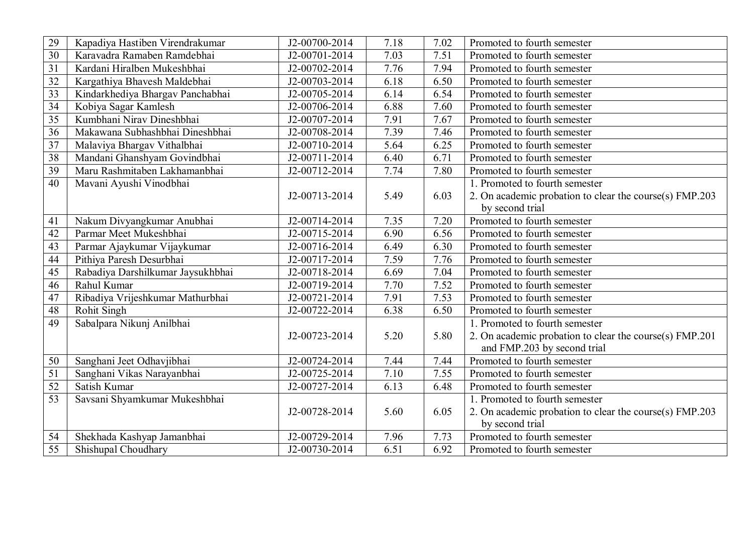| 29 | Kapadiya Hastiben Virendrakumar | J2-00700-2014 | 7.18 | 7.02 | Promoted to fourth semester |
|---|---|---|---|---|---|
| 30 | Karavadra Ramaben Ramdebhai | J2-00701-2014 | 7.03 | 7.51 | Promoted to fourth semester |
| 31 | Kardani Hiralben Mukeshbhai | J2-00702-2014 | 7.76 | 7.94 | Promoted to fourth semester |
| 32 | Kargathiya Bhavesh Maldebhai | J2-00703-2014 | 6.18 | 6.50 | Promoted to fourth semester |
| 33 | Kindarkhediya Bhargav Panchabhai | J2-00705-2014 | 6.14 | 6.54 | Promoted to fourth semester |
| 34 | Kobiya Sagar Kamlesh | J2-00706-2014 | 6.88 | 7.60 | Promoted to fourth semester |
| 35 | Kumbhani Nirav Dineshbhai | J2-00707-2014 | 7.91 | 7.67 | Promoted to fourth semester |
| 36 | Makawana Subhashbhai Dineshbhai | J2-00708-2014 | 7.39 | 7.46 | Promoted to fourth semester |
| 37 | Malaviya Bhargav Vithalbhai | J2-00710-2014 | 5.64 | 6.25 | Promoted to fourth semester |
| 38 | Mandani Ghanshyam Govindbhai | J2-00711-2014 | 6.40 | 6.71 | Promoted to fourth semester |
| 39 | Maru Rashmitaben Lakhamanbhai | J2-00712-2014 | 7.74 | 7.80 | Promoted to fourth semester |
| 40 | Mavani Ayushi Vinodbhai | J2-00713-2014 | 5.49 | 6.03 | 1. Promoted to fourth semester<br>2. On academic probation to clear the course(s) FMP.203 by second trial |
| 41 | Nakum Divyangkumar Anubhai | J2-00714-2014 | 7.35 | 7.20 | Promoted to fourth semester |
| 42 | Parmar Meet Mukeshbhai | J2-00715-2014 | 6.90 | 6.56 | Promoted to fourth semester |
| 43 | Parmar Ajaykumar Vijaykumar | J2-00716-2014 | 6.49 | 6.30 | Promoted to fourth semester |
| 44 | Pithiya Paresh Desurbhai | J2-00717-2014 | 7.59 | 7.76 | Promoted to fourth semester |
| 45 | Rabadiya Darshilkumar Jaysukhbhai | J2-00718-2014 | 6.69 | 7.04 | Promoted to fourth semester |
| 46 | Rahul Kumar | J2-00719-2014 | 7.70 | 7.52 | Promoted to fourth semester |
| 47 | Ribadiya Vrijeshkumar Mathurbhai | J2-00721-2014 | 7.91 | 7.53 | Promoted to fourth semester |
| 48 | Rohit Singh | J2-00722-2014 | 6.38 | 6.50 | Promoted to fourth semester |
| 49 | Sabalpara Nikunj Anilbhai | J2-00723-2014 | 5.20 | 5.80 | 1. Promoted to fourth semester<br>2. On academic probation to clear the course(s) FMP.201 and FMP.203 by second trial |
| 50 | Sanghani Jeet Odhavjibhai | J2-00724-2014 | 7.44 | 7.44 | Promoted to fourth semester |
| 51 | Sanghani Vikas Narayanbhai | J2-00725-2014 | 7.10 | 7.55 | Promoted to fourth semester |
| 52 | Satish Kumar | J2-00727-2014 | 6.13 | 6.48 | Promoted to fourth semester |
| 53 | Savsani Shyamkumar Mukeshbhai | J2-00728-2014 | 5.60 | 6.05 | 1. Promoted to fourth semester<br>2. On academic probation to clear the course(s) FMP.203 by second trial |
| 54 | Shekhada Kashyap Jamanbhai | J2-00729-2014 | 7.96 | 7.73 | Promoted to fourth semester |
| 55 | Shishupal Choudhary | J2-00730-2014 | 6.51 | 6.92 | Promoted to fourth semester |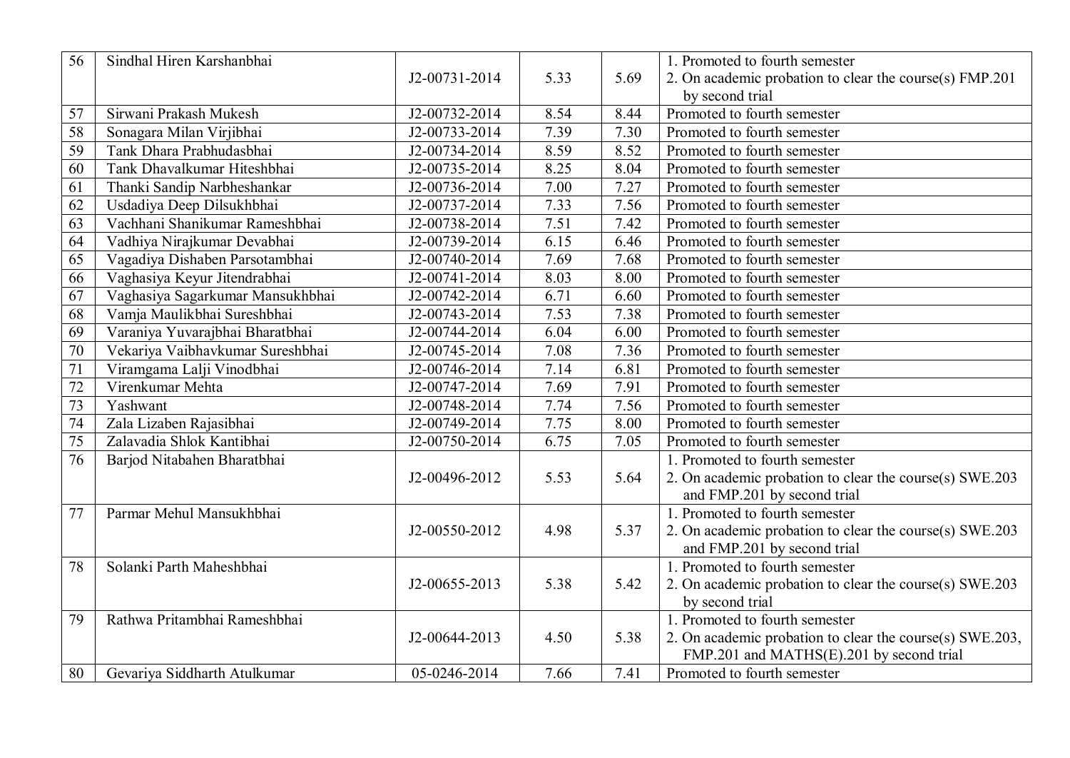| 56 | Sindhal Hiren Karshanbhai | J2-00731-2014 | 5.33 | 5.69 | 1. Promoted to fourth semester<br>2. On academic probation to clear the course(s) FMP.201 by second trial |
|---|---|---|---|---|---|
| 57 | Sirwani Prakash Mukesh | J2-00732-2014 | 8.54 | 8.44 | Promoted to fourth semester |
| 58 | Sonagara Milan Virjibhai | J2-00733-2014 | 7.39 | 7.30 | Promoted to fourth semester |
| 59 | Tank Dhara Prabhudasbhai | J2-00734-2014 | 8.59 | 8.52 | Promoted to fourth semester |
| 60 | Tank Dhavalkumar Hiteshbhai | J2-00735-2014 | 8.25 | 8.04 | Promoted to fourth semester |
| 61 | Thanki Sandip Narbheshankar | J2-00736-2014 | 7.00 | 7.27 | Promoted to fourth semester |
| 62 | Usdadiya Deep Dilsukhbhai | J2-00737-2014 | 7.33 | 7.56 | Promoted to fourth semester |
| 63 | Vachhani Shanikumar Rameshbhai | J2-00738-2014 | 7.51 | 7.42 | Promoted to fourth semester |
| 64 | Vadhiya Nirajkumar Devabhai | J2-00739-2014 | 6.15 | 6.46 | Promoted to fourth semester |
| 65 | Vagadiya Dishaben Parsotambhai | J2-00740-2014 | 7.69 | 7.68 | Promoted to fourth semester |
| 66 | Vaghasiya Keyur Jitendrabhai | J2-00741-2014 | 8.03 | 8.00 | Promoted to fourth semester |
| 67 | Vaghasiya Sagarkumar Mansukhbhai | J2-00742-2014 | 6.71 | 6.60 | Promoted to fourth semester |
| 68 | Vamja Maulikbhai Sureshbhai | J2-00743-2014 | 7.53 | 7.38 | Promoted to fourth semester |
| 69 | Varaniya Yuvarajbhai Bharatbhai | J2-00744-2014 | 6.04 | 6.00 | Promoted to fourth semester |
| 70 | Vekariya Vaibhavkumar Sureshbhai | J2-00745-2014 | 7.08 | 7.36 | Promoted to fourth semester |
| 71 | Viramgama Lalji Vinodbhai | J2-00746-2014 | 7.14 | 6.81 | Promoted to fourth semester |
| 72 | Virenkumar Mehta | J2-00747-2014 | 7.69 | 7.91 | Promoted to fourth semester |
| 73 | Yashwant | J2-00748-2014 | 7.74 | 7.56 | Promoted to fourth semester |
| 74 | Zala Lizaben Rajasibhai | J2-00749-2014 | 7.75 | 8.00 | Promoted to fourth semester |
| 75 | Zalavadia Shlok Kantibhai | J2-00750-2014 | 6.75 | 7.05 | Promoted to fourth semester |
| 76 | Barjod Nitabahen Bharatbhai | J2-00496-2012 | 5.53 | 5.64 | 1. Promoted to fourth semester<br>2. On academic probation to clear the course(s) SWE.203 and FMP.201 by second trial |
| 77 | Parmar Mehul Mansukhbhai | J2-00550-2012 | 4.98 | 5.37 | 1. Promoted to fourth semester<br>2. On academic probation to clear the course(s) SWE.203 and FMP.201 by second trial |
| 78 | Solanki Parth Maheshbhai | J2-00655-2013 | 5.38 | 5.42 | 1. Promoted to fourth semester<br>2. On academic probation to clear the course(s) SWE.203 by second trial |
| 79 | Rathwa Pritambhai Rameshbhai | J2-00644-2013 | 4.50 | 5.38 | 1. Promoted to fourth semester<br>2. On academic probation to clear the course(s) SWE.203, FMP.201 and MATHS(E).201 by second trial |
| 80 | Gevariya Siddharth Atulkumar | 05-0246-2014 | 7.66 | 7.41 | Promoted to fourth semester |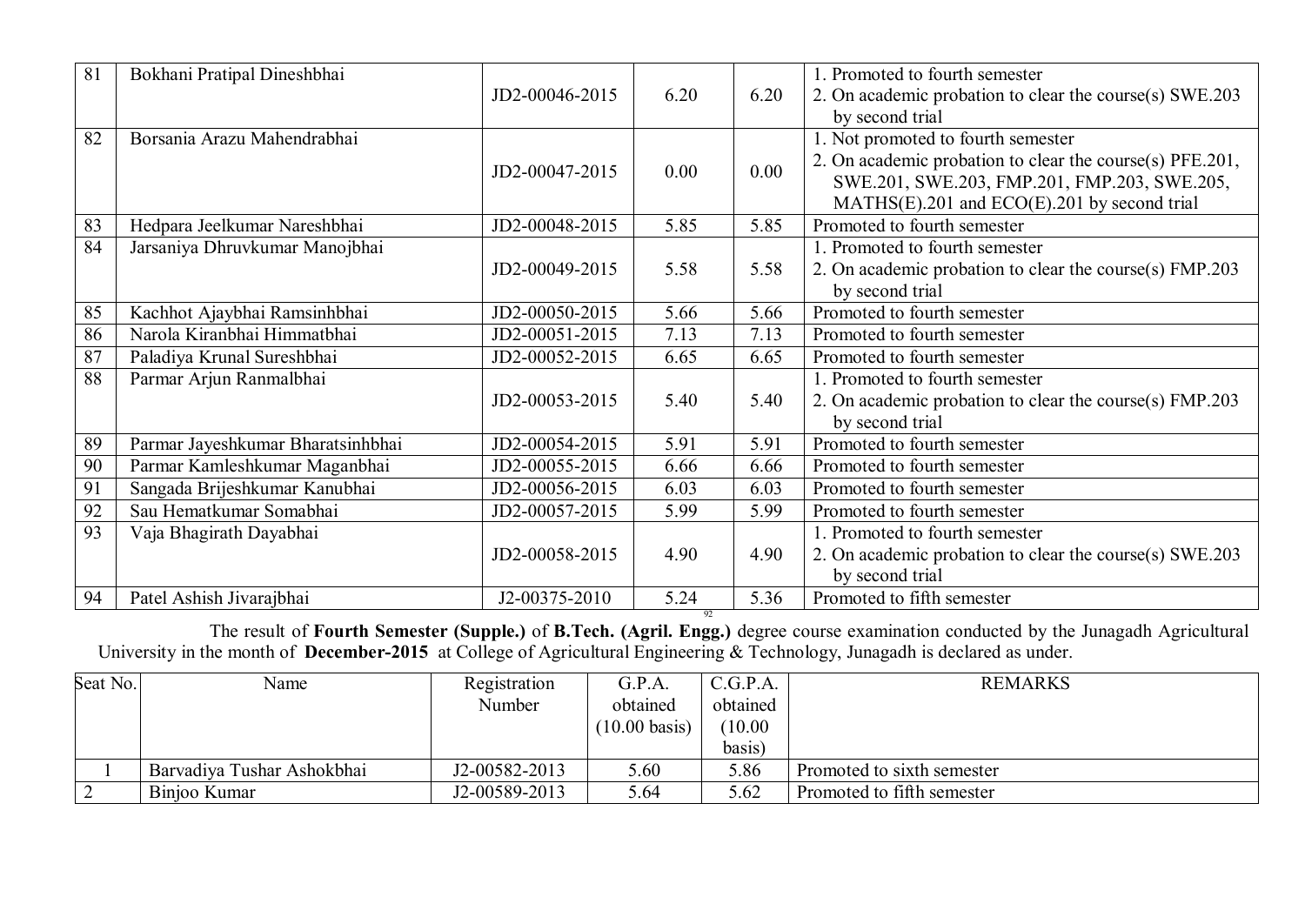| 81 | Bokhani Pratipal Dineshbhai | JD2-00046-2015 | 6.20 | 6.20 | 1. Promoted to fourth semester 2. On academic probation to clear the course(s) SWE.203 by second trial |
|---|---|---|---|---|---|
| 82 | Borsania Arazu Mahendrabhai | JD2-00047-2015 | 0.00 | 0.00 | 1. Not promoted to fourth semester 2. On academic probation to clear the course(s) PFE.201, SWE.201, SWE.203, FMP.201, FMP.203, SWE.205, MATHS(E).201 and ECO(E).201 by second trial |
| 83 | Hedpara Jeelkumar Nareshbhai | JD2-00048-2015 | 5.85 | 5.85 | Promoted to fourth semester |
| 84 | Jarsaniya Dhruvkumar Manojbhai | JD2-00049-2015 | 5.58 | 5.58 | 1. Promoted to fourth semester 2. On academic probation to clear the course(s) FMP.203 by second trial |
| 85 | Kachhot Ajaybhai Ramsinhbhai | JD2-00050-2015 | 5.66 | 5.66 | Promoted to fourth semester |
| 86 | Narola Kiranbhai Himmatbhai | JD2-00051-2015 | 7.13 | 7.13 | Promoted to fourth semester |
| 87 | Paladiya Krunal Sureshbhai | JD2-00052-2015 | 6.65 | 6.65 | Promoted to fourth semester |
| 88 | Parmar Arjun Ranmalbhai | JD2-00053-2015 | 5.40 | 5.40 | 1. Promoted to fourth semester 2. On academic probation to clear the course(s) FMP.203 by second trial |
| 89 | Parmar Jayeshkumar Bharatsinhbhai | JD2-00054-2015 | 5.91 | 5.91 | Promoted to fourth semester |
| 90 | Parmar Kamleshkumar Maganbhai | JD2-00055-2015 | 6.66 | 6.66 | Promoted to fourth semester |
| 91 | Sangada Brijeshkumar Kanubhai | JD2-00056-2015 | 6.03 | 6.03 | Promoted to fourth semester |
| 92 | Sau Hematkumar Somabhai | JD2-00057-2015 | 5.99 | 5.99 | Promoted to fourth semester |
| 93 | Vaja Bhagirath Dayabhai | JD2-00058-2015 | 4.90 | 4.90 | 1. Promoted to fourth semester 2. On academic probation to clear the course(s) SWE.203 by second trial |
| 94 | Patel Ashish Jivarajbhai | J2-00375-2010 | 5.24 | 5.36 | Promoted to fifth semester |

The result of **Fourth Semester (Supple.)** of **B.Tech. (Agril. Engg.)** degree course examination conducted by the Junagadh Agricultural University in the month of **December-2015** at College of Agricultural Engineering & Technology, Junagadh is declared as under.

| Seat No. | Name | Registration Number | G.P.A. obtained (10.00 basis) | C.G.P.A. obtained (10.00 basis) | REMARKS |
|---|---|---|---|---|---|
| 1 | Barvadiya Tushar Ashokbhai | J2-00582-2013 | 5.60 | 5.86 | Promoted to sixth semester |
| 2 | Binjoo Kumar | J2-00589-2013 | 5.64 | 5.62 | Promoted to fifth semester |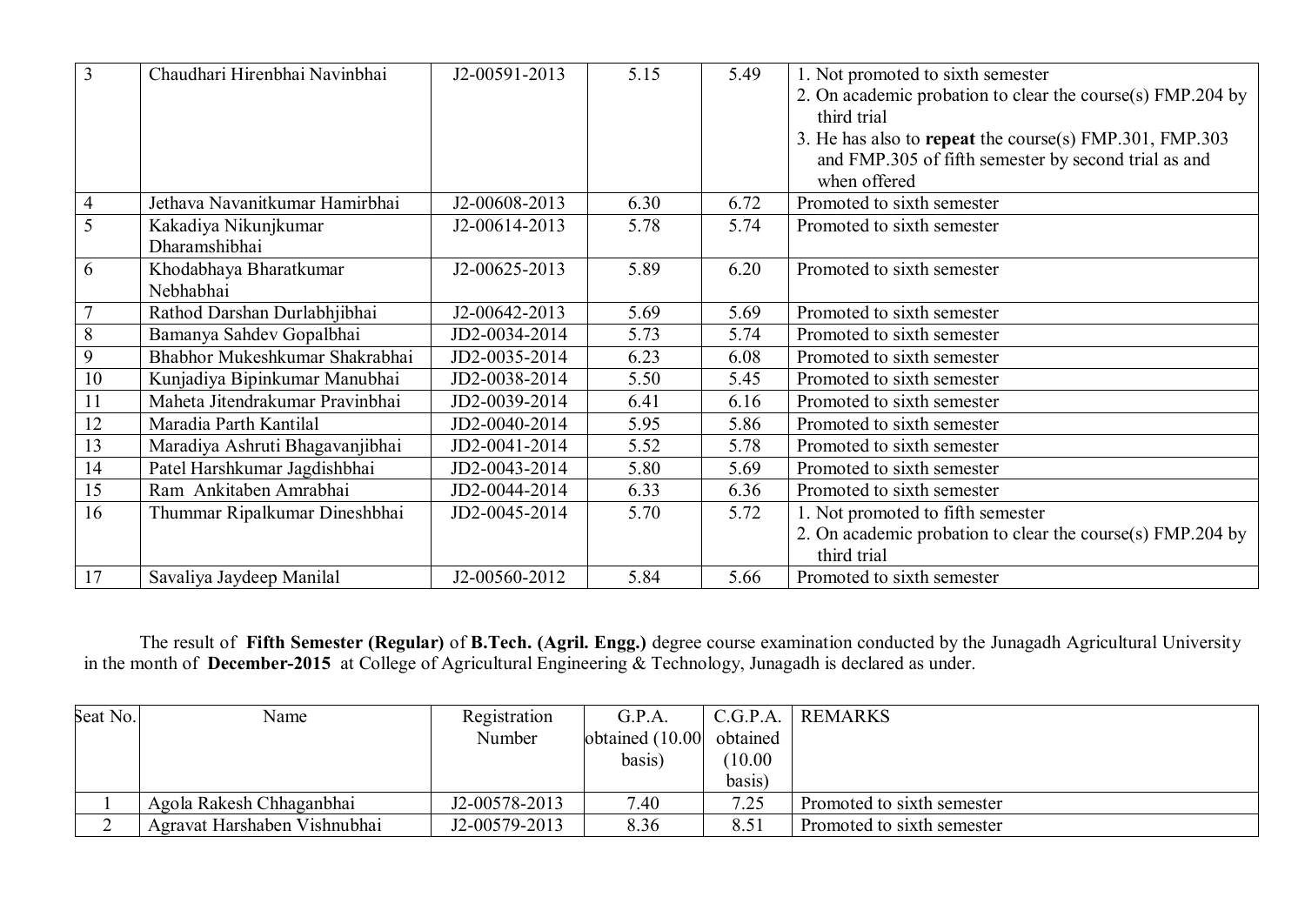| | | | | | |
|---|---|---|---|---|---|
| 3 | Chaudhari Hirenbhai Navinbhai | J2-00591-2013 | 5.15 | 5.49 | 1. Not promoted to sixth semester<br>2. On academic probation to clear the course(s) FMP.204 by third trial<br>3. He has also to **repeat** the course(s) FMP.301, FMP.303 and FMP.305 of fifth semester by second trial as and when offered |
| 4 | Jethava Navanitkumar Hamirbhai | J2-00608-2013 | 6.30 | 6.72 | Promoted to sixth semester |
| 5 | Kakadiya Nikunjkumar Dharamshibhai | J2-00614-2013 | 5.78 | 5.74 | Promoted to sixth semester |
| 6 | Khodabhaya Bharatkumar Nebhabhai | J2-00625-2013 | 5.89 | 6.20 | Promoted to sixth semester |
| 7 | Rathod Darshan Durlabhjibhai | J2-00642-2013 | 5.69 | 5.69 | Promoted to sixth semester |
| 8 | Bamanya Sahdev Gopalbhai | JD2-0034-2014 | 5.73 | 5.74 | Promoted to sixth semester |
| 9 | Bhabhor Mukeshkumar Shakrabhai | JD2-0035-2014 | 6.23 | 6.08 | Promoted to sixth semester |
| 10 | Kunjadiya Bipinkumar Manubhai | JD2-0038-2014 | 5.50 | 5.45 | Promoted to sixth semester |
| 11 | Maheta Jitendrakumar Pravinbhai | JD2-0039-2014 | 6.41 | 6.16 | Promoted to sixth semester |
| 12 | Maradia Parth Kantilal | JD2-0040-2014 | 5.95 | 5.86 | Promoted to sixth semester |
| 13 | Maradiya Ashruti Bhagavanjibhai | JD2-0041-2014 | 5.52 | 5.78 | Promoted to sixth semester |
| 14 | Patel Harshkumar Jagdishbhai | JD2-0043-2014 | 5.80 | 5.69 | Promoted to sixth semester |
| 15 | Ram Ankitaben Amrabhai | JD2-0044-2014 | 6.33 | 6.36 | Promoted to sixth semester |
| 16 | Thummar Ripalkumar Dineshbhai | JD2-0045-2014 | 5.70 | 5.72 | 1. Not promoted to fifth semester<br>2. On academic probation to clear the course(s) FMP.204 by third trial |
| 17 | Savaliya Jaydeep Manilal | J2-00560-2012 | 5.84 | 5.66 | Promoted to sixth semester |

The result of **Fifth Semester (Regular)** of **B.Tech. (Agril. Engg.)** degree course examination conducted by the Junagadh Agricultural University in the month of **December-2015** at College of Agricultural Engineering & Technology, Junagadh is declared as under.

| Seat No. | Name | Registration Number | G.P.A. obtained (10.00 basis) | C.G.P.A. obtained (10.00 basis) | REMARKS |
|---|---|---|---|---|---|
| 1 | Agola Rakesh Chhaganbhai | J2-00578-2013 | 7.40 | 7.25 | Promoted to sixth semester |
| 2 | Agravat Harshaben Vishnubhai | J2-00579-2013 | 8.36 | 8.51 | Promoted to sixth semester |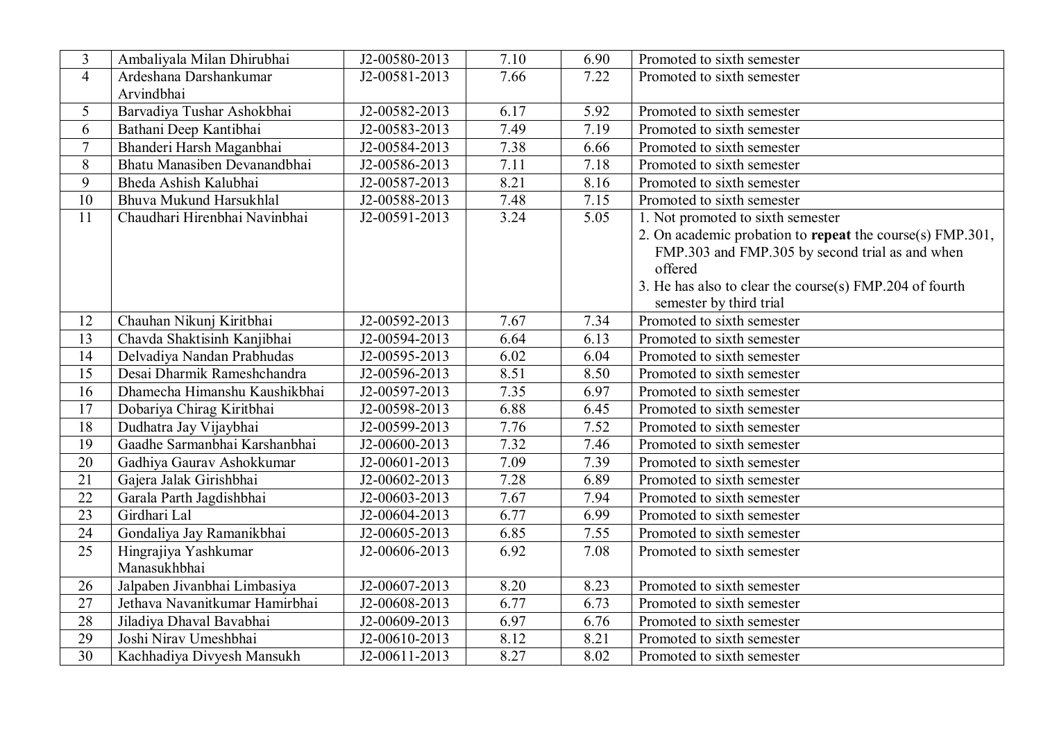| 3 | Ambaliyala Milan Dhirubhai | J2-00580-2013 | 7.10 | 6.90 | Promoted to sixth semester |
|---|---|---|---|---|---|
| 4 | Ardeshana Darshankumar Arvindbhai | J2-00581-2013 | 7.66 | 7.22 | Promoted to sixth semester |
| 5 | Barvadiya Tushar Ashokbhai | J2-00582-2013 | 6.17 | 5.92 | Promoted to sixth semester |
| 6 | Bathani Deep Kantibhai | J2-00583-2013 | 7.49 | 7.19 | Promoted to sixth semester |
| 7 | Bhanderi Harsh Maganbhai | J2-00584-2013 | 7.38 | 6.66 | Promoted to sixth semester |
| 8 | Bhatu Manasiben Devanandbhai | J2-00586-2013 | 7.11 | 7.18 | Promoted to sixth semester |
| 9 | Bheda Ashish Kalubhai | J2-00587-2013 | 8.21 | 8.16 | Promoted to sixth semester |
| 10 | Bhuva Mukund Harsukhlal | J2-00588-2013 | 7.48 | 7.15 | Promoted to sixth semester |
| 11 | Chaudhari Hirenbhai Navinbhai | J2-00591-2013 | 3.24 | 5.05 | 1. Not promoted to sixth semester<br>2. On academic probation to **repeat** the course(s) FMP.301, FMP.303 and FMP.305 by second trial as and when offered<br>3. He has also to clear the course(s) FMP.204 of fourth semester by third trial |
| 12 | Chauhan Nikunj Kiritbhai | J2-00592-2013 | 7.67 | 7.34 | Promoted to sixth semester |
| 13 | Chavda Shaktisinh Kanjibhai | J2-00594-2013 | 6.64 | 6.13 | Promoted to sixth semester |
| 14 | Delvadiya Nandan Prabhudas | J2-00595-2013 | 6.02 | 6.04 | Promoted to sixth semester |
| 15 | Desai Dharmik Rameshchandra | J2-00596-2013 | 8.51 | 8.50 | Promoted to sixth semester |
| 16 | Dhamecha Himanshu Kaushikbhai | J2-00597-2013 | 7.35 | 6.97 | Promoted to sixth semester |
| 17 | Dobariya Chirag Kiritbhai | J2-00598-2013 | 6.88 | 6.45 | Promoted to sixth semester |
| 18 | Dudhatra Jay Vijaybhai | J2-00599-2013 | 7.76 | 7.52 | Promoted to sixth semester |
| 19 | Gaadhe Sarmanbhai Karshanbhai | J2-00600-2013 | 7.32 | 7.46 | Promoted to sixth semester |
| 20 | Gadhiya Gaurav Ashokkumar | J2-00601-2013 | 7.09 | 7.39 | Promoted to sixth semester |
| 21 | Gajera Jalak Girishbhai | J2-00602-2013 | 7.28 | 6.89 | Promoted to sixth semester |
| 22 | Garala Parth Jagdishbhai | J2-00603-2013 | 7.67 | 7.94 | Promoted to sixth semester |
| 23 | Girdhari Lal | J2-00604-2013 | 6.77 | 6.99 | Promoted to sixth semester |
| 24 | Gondaliya Jay Ramanikbhai | J2-00605-2013 | 6.85 | 7.55 | Promoted to sixth semester |
| 25 | Hingrajiya Yashkumar Manasukhbhai | J2-00606-2013 | 6.92 | 7.08 | Promoted to sixth semester |
| 26 | Jalpaben Jivanbhai Limbasiya | J2-00607-2013 | 8.20 | 8.23 | Promoted to sixth semester |
| 27 | Jethava Navanitkumar Hamirbhai | J2-00608-2013 | 6.77 | 6.73 | Promoted to sixth semester |
| 28 | Jiladiya Dhaval Bavabhai | J2-00609-2013 | 6.97 | 6.76 | Promoted to sixth semester |
| 29 | Joshi Nirav Umeshbhai | J2-00610-2013 | 8.12 | 8.21 | Promoted to sixth semester |
| 30 | Kachhadiya Divyesh Mansukh | J2-00611-2013 | 8.27 | 8.02 | Promoted to sixth semester |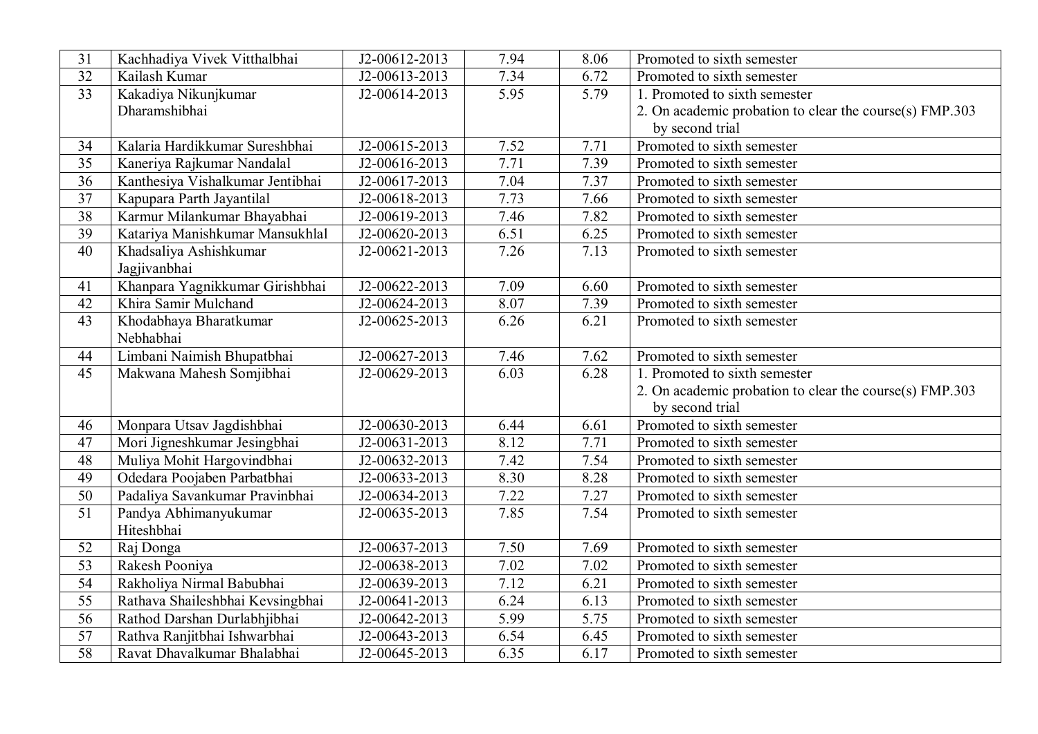| 31 | Kachhadiya Vivek Vitthalbhai | J2-00612-2013 | 7.94 | 8.06 | Promoted to sixth semester |
|---|---|---|---|---|---|
| 32 | Kailash Kumar | J2-00613-2013 | 7.34 | 6.72 | Promoted to sixth semester |
| 33 | Kakadiya Nikunjkumar Dharamshibhai | J2-00614-2013 | 5.95 | 5.79 | 1. Promoted to sixth semester<br>2. On academic probation to clear the course(s) FMP.303 by second trial |
| 34 | Kalaria Hardikkumar Sureshbhai | J2-00615-2013 | 7.52 | 7.71 | Promoted to sixth semester |
| 35 | Kaneriya Rajkumar Nandalal | J2-00616-2013 | 7.71 | 7.39 | Promoted to sixth semester |
| 36 | Kanthesiya Vishalkumar Jentibhai | J2-00617-2013 | 7.04 | 7.37 | Promoted to sixth semester |
| 37 | Kapupara Parth Jayantilal | J2-00618-2013 | 7.73 | 7.66 | Promoted to sixth semester |
| 38 | Karmur Milankumar Bhayabhai | J2-00619-2013 | 7.46 | 7.82 | Promoted to sixth semester |
| 39 | Katariya Manishkumar Mansukhlal | J2-00620-2013 | 6.51 | 6.25 | Promoted to sixth semester |
| 40 | Khadsaliya Ashishkumar Jagjivanbhai | J2-00621-2013 | 7.26 | 7.13 | Promoted to sixth semester |
| 41 | Khanpara Yagnikkumar Girishbhai | J2-00622-2013 | 7.09 | 6.60 | Promoted to sixth semester |
| 42 | Khira Samir Mulchand | J2-00624-2013 | 8.07 | 7.39 | Promoted to sixth semester |
| 43 | Khodabhaya Bharatkumar Nebhabhai | J2-00625-2013 | 6.26 | 6.21 | Promoted to sixth semester |
| 44 | Limbani Naimish Bhupatbhai | J2-00627-2013 | 7.46 | 7.62 | Promoted to sixth semester |
| 45 | Makwana Mahesh Somjibhai | J2-00629-2013 | 6.03 | 6.28 | 1. Promoted to sixth semester<br>2. On academic probation to clear the course(s) FMP.303 by second trial |
| 46 | Monpara Utsav Jagdishbhai | J2-00630-2013 | 6.44 | 6.61 | Promoted to sixth semester |
| 47 | Mori Jigneshkumar Jesingbhai | J2-00631-2013 | 8.12 | 7.71 | Promoted to sixth semester |
| 48 | Muliya Mohit Hargovindbhai | J2-00632-2013 | 7.42 | 7.54 | Promoted to sixth semester |
| 49 | Odedara Poojaben Parbatbhai | J2-00633-2013 | 8.30 | 8.28 | Promoted to sixth semester |
| 50 | Padaliya Savankumar Pravinbhai | J2-00634-2013 | 7.22 | 7.27 | Promoted to sixth semester |
| 51 | Pandya Abhimanyukumar Hiteshbhai | J2-00635-2013 | 7.85 | 7.54 | Promoted to sixth semester |
| 52 | Raj Donga | J2-00637-2013 | 7.50 | 7.69 | Promoted to sixth semester |
| 53 | Rakesh Pooniya | J2-00638-2013 | 7.02 | 7.02 | Promoted to sixth semester |
| 54 | Rakholiya Nirmal Babubhai | J2-00639-2013 | 7.12 | 6.21 | Promoted to sixth semester |
| 55 | Rathava Shaileshbhai Kevsingbhai | J2-00641-2013 | 6.24 | 6.13 | Promoted to sixth semester |
| 56 | Rathod Darshan Durlabhjibhai | J2-00642-2013 | 5.99 | 5.75 | Promoted to sixth semester |
| 57 | Rathva Ranjitbhai Ishwarbhai | J2-00643-2013 | 6.54 | 6.45 | Promoted to sixth semester |
| 58 | Ravat Dhavalkumar Bhalabhai | J2-00645-2013 | 6.35 | 6.17 | Promoted to sixth semester |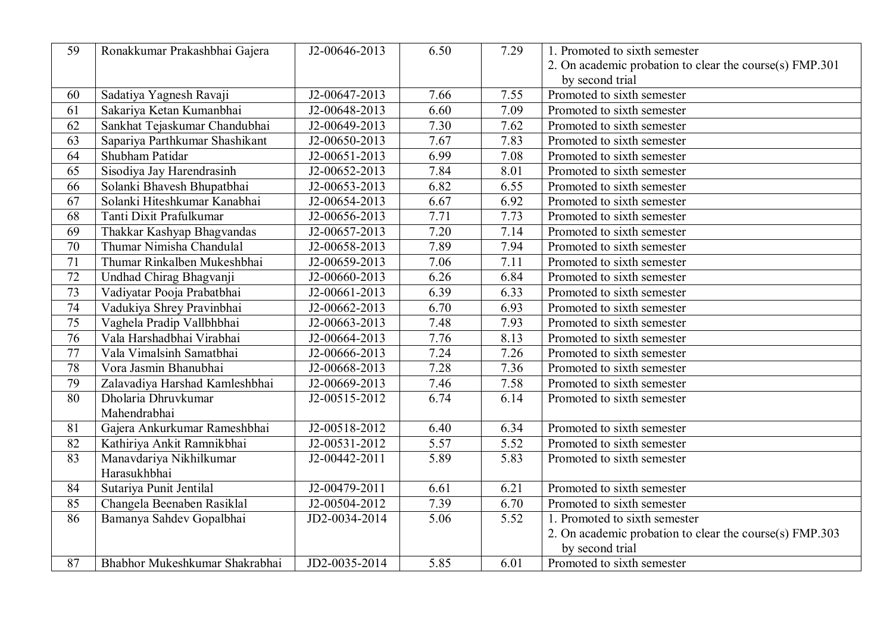| 59 | Ronakkumar Prakashbhai Gajera | J2-00646-2013 | 6.50 | 7.29 | 1. Promoted to sixth semester<br>2. On academic probation to clear the course(s) FMP.301 by second trial |
|---|---|---|---|---|---|
| 60 | Sadatiya Yagnesh Ravaji | J2-00647-2013 | 7.66 | 7.55 | Promoted to sixth semester |
| 61 | Sakariya Ketan Kumanbhai | J2-00648-2013 | 6.60 | 7.09 | Promoted to sixth semester |
| 62 | Sankhat Tejaskumar Chandubhai | J2-00649-2013 | 7.30 | 7.62 | Promoted to sixth semester |
| 63 | Sapariya Parthkumar Shashikant | J2-00650-2013 | 7.67 | 7.83 | Promoted to sixth semester |
| 64 | Shubham Patidar | J2-00651-2013 | 6.99 | 7.08 | Promoted to sixth semester |
| 65 | Sisodiya Jay Harendrasinh | J2-00652-2013 | 7.84 | 8.01 | Promoted to sixth semester |
| 66 | Solanki Bhavesh Bhupatbhai | J2-00653-2013 | 6.82 | 6.55 | Promoted to sixth semester |
| 67 | Solanki Hiteshkumar Kanabhai | J2-00654-2013 | 6.67 | 6.92 | Promoted to sixth semester |
| 68 | Tanti Dixit Prafulkumar | J2-00656-2013 | 7.71 | 7.73 | Promoted to sixth semester |
| 69 | Thakkar Kashyap Bhagvandas | J2-00657-2013 | 7.20 | 7.14 | Promoted to sixth semester |
| 70 | Thumar Nimisha Chandulal | J2-00658-2013 | 7.89 | 7.94 | Promoted to sixth semester |
| 71 | Thumar Rinkalben Mukeshbhai | J2-00659-2013 | 7.06 | 7.11 | Promoted to sixth semester |
| 72 | Undhad Chirag Bhagvanji | J2-00660-2013 | 6.26 | 6.84 | Promoted to sixth semester |
| 73 | Vadiyatar Pooja Prabatbhai | J2-00661-2013 | 6.39 | 6.33 | Promoted to sixth semester |
| 74 | Vadukiya Shrey Pravinbhai | J2-00662-2013 | 6.70 | 6.93 | Promoted to sixth semester |
| 75 | Vaghela Pradip Vallbhbhai | J2-00663-2013 | 7.48 | 7.93 | Promoted to sixth semester |
| 76 | Vala Harshadbhai Virabhai | J2-00664-2013 | 7.76 | 8.13 | Promoted to sixth semester |
| 77 | Vala Vimalsinh Samatbhai | J2-00666-2013 | 7.24 | 7.26 | Promoted to sixth semester |
| 78 | Vora Jasmin Bhanubhai | J2-00668-2013 | 7.28 | 7.36 | Promoted to sixth semester |
| 79 | Zalavadiya Harshad Kamleshbhai | J2-00669-2013 | 7.46 | 7.58 | Promoted to sixth semester |
| 80 | Dholaria Dhruvkumar Mahendrabhai | J2-00515-2012 | 6.74 | 6.14 | Promoted to sixth semester |
| 81 | Gajera Ankurkumar Rameshbhai | J2-00518-2012 | 6.40 | 6.34 | Promoted to sixth semester |
| 82 | Kathiriya Ankit Ramnikbhai | J2-00531-2012 | 5.57 | 5.52 | Promoted to sixth semester |
| 83 | Manavdariya Nikhilkumar Harasukhbhai | J2-00442-2011 | 5.89 | 5.83 | Promoted to sixth semester |
| 84 | Sutariya Punit Jentilal | J2-00479-2011 | 6.61 | 6.21 | Promoted to sixth semester |
| 85 | Changela Beenaben Rasiklal | J2-00504-2012 | 7.39 | 6.70 | Promoted to sixth semester |
| 86 | Bamanya Sahdev Gopalbhai | JD2-0034-2014 | 5.06 | 5.52 | 1. Promoted to sixth semester<br>2. On academic probation to clear the course(s) FMP.303 by second trial |
| 87 | Bhabhor Mukeshkumar Shakrabhai | JD2-0035-2014 | 5.85 | 6.01 | Promoted to sixth semester |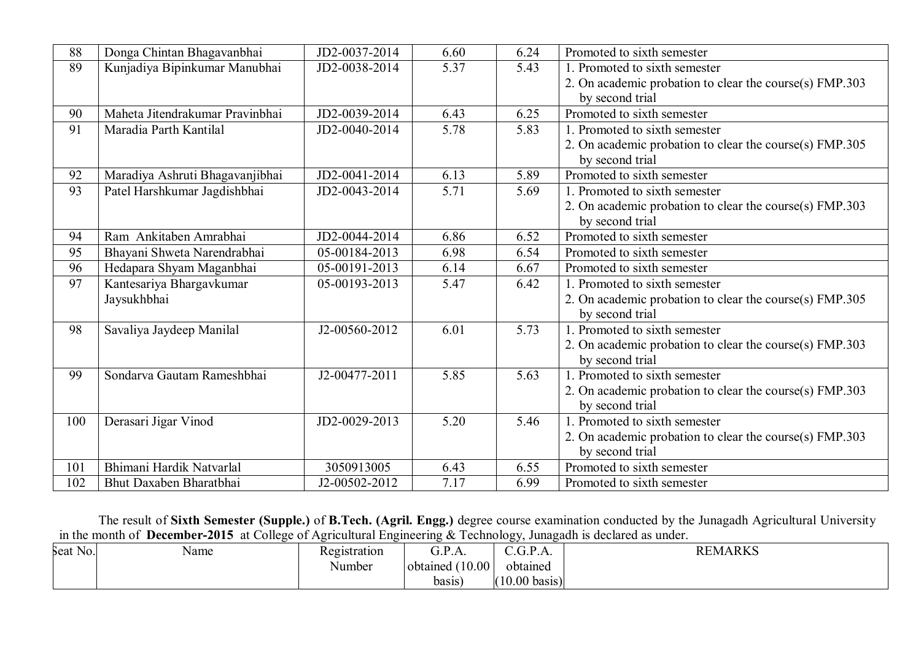| | | | | | |
|---|---|---|---|---|---|
| 88 | Donga Chintan Bhagavanbhai | JD2-0037-2014 | 6.60 | 6.24 | Promoted to sixth semester |
| 89 | Kunjadiya Bipinkumar Manubhai | JD2-0038-2014 | 5.37 | 5.43 | 1. Promoted to sixth semester<br>2. On academic probation to clear the course(s) FMP.303 by second trial |
| 90 | Maheta Jitendrakumar Pravinbhai | JD2-0039-2014 | 6.43 | 6.25 | Promoted to sixth semester |
| 91 | Maradia Parth Kantilal | JD2-0040-2014 | 5.78 | 5.83 | 1. Promoted to sixth semester<br>2. On academic probation to clear the course(s) FMP.305 by second trial |
| 92 | Maradiya Ashruti Bhagavanjibhai | JD2-0041-2014 | 6.13 | 5.89 | Promoted to sixth semester |
| 93 | Patel Harshkumar Jagdishbhai | JD2-0043-2014 | 5.71 | 5.69 | 1. Promoted to sixth semester<br>2. On academic probation to clear the course(s) FMP.303 by second trial |
| 94 | Ram Ankitaben Amrabhai | JD2-0044-2014 | 6.86 | 6.52 | Promoted to sixth semester |
| 95 | Bhayani Shweta Narendrabhai | 05-00184-2013 | 6.98 | 6.54 | Promoted to sixth semester |
| 96 | Hedapara Shyam Maganbhai | 05-00191-2013 | 6.14 | 6.67 | Promoted to sixth semester |
| 97 | Kantesariya Bhargavkumar Jaysukhbhai | 05-00193-2013 | 5.47 | 6.42 | 1. Promoted to sixth semester<br>2. On academic probation to clear the course(s) FMP.305 by second trial |
| 98 | Savaliya Jaydeep Manilal | J2-00560-2012 | 6.01 | 5.73 | 1. Promoted to sixth semester<br>2. On academic probation to clear the course(s) FMP.303 by second trial |
| 99 | Sondarva Gautam Rameshbhai | J2-00477-2011 | 5.85 | 5.63 | 1. Promoted to sixth semester<br>2. On academic probation to clear the course(s) FMP.303 by second trial |
| 100 | Derasari Jigar Vinod | JD2-0029-2013 | 5.20 | 5.46 | 1. Promoted to sixth semester<br>2. On academic probation to clear the course(s) FMP.303 by second trial |
| 101 | Bhimani Hardik Natvarlal | 3050913005 | 6.43 | 6.55 | Promoted to sixth semester |
| 102 | Bhut Daxaben Bharatbhai | J2-00502-2012 | 7.17 | 6.99 | Promoted to sixth semester |

The result of **Sixth Semester (Supple.)** of **B.Tech. (Agril. Engg.)** degree course examination conducted by the Junagadh Agricultural University in the month of **December-2015** at College of Agricultural Engineering & Technology, Junagadh is declared as under.

| Seat No. | Name | Registration Number | G.P.A. obtained (10.00 basis) | C.G.P.A. obtained (10.00 basis) | REMARKS |
|---|---|---|---|---|---|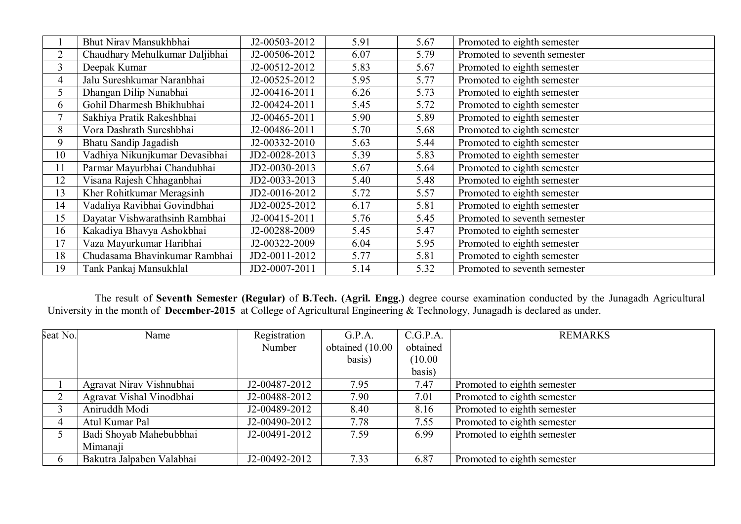| | | | | | |
|---|---|---|---|---|---|
| 1 | Bhut Nirav Mansukhbhai | J2-00503-2012 | 5.91 | 5.67 | Promoted to eighth semester |
| 2 | Chaudhary Mehulkumar Daljibhai | J2-00506-2012 | 6.07 | 5.79 | Promoted to seventh semester |
| 3 | Deepak Kumar | J2-00512-2012 | 5.83 | 5.67 | Promoted to eighth semester |
| 4 | Jalu Sureshkumar Naranbhai | J2-00525-2012 | 5.95 | 5.77 | Promoted to eighth semester |
| 5 | Dhangan Dilip Nanabhai | J2-00416-2011 | 6.26 | 5.73 | Promoted to eighth semester |
| 6 | Gohil Dharmesh Bhikhubhai | J2-00424-2011 | 5.45 | 5.72 | Promoted to eighth semester |
| 7 | Sakhiya Pratik Rakeshbhai | J2-00465-2011 | 5.90 | 5.89 | Promoted to eighth semester |
| 8 | Vora Dashrath Sureshbhai | J2-00486-2011 | 5.70 | 5.68 | Promoted to eighth semester |
| 9 | Bhatu Sandip Jagadish | J2-00332-2010 | 5.63 | 5.44 | Promoted to eighth semester |
| 10 | Vadhiya Nikunjkumar Devasibhai | JD2-0028-2013 | 5.39 | 5.83 | Promoted to eighth semester |
| 11 | Parmar Mayurbhai Chandubhai | JD2-0030-2013 | 5.67 | 5.64 | Promoted to eighth semester |
| 12 | Visana Rajesh Chhaganbhai | JD2-0033-2013 | 5.40 | 5.48 | Promoted to eighth semester |
| 13 | Kher Rohitkumar Meragsinh | JD2-0016-2012 | 5.72 | 5.57 | Promoted to eighth semester |
| 14 | Vadaliya Ravibhai Govindbhai | JD2-0025-2012 | 6.17 | 5.81 | Promoted to eighth semester |
| 15 | Dayatar Vishwarathsinh Rambhai | J2-00415-2011 | 5.76 | 5.45 | Promoted to seventh semester |
| 16 | Kakadiya Bhavya Ashokbhai | J2-00288-2009 | 5.45 | 5.47 | Promoted to eighth semester |
| 17 | Vaza Mayurkumar Haribhai | J2-00322-2009 | 6.04 | 5.95 | Promoted to eighth semester |
| 18 | Chudasama Bhavinkumar Rambhai | JD2-0011-2012 | 5.77 | 5.81 | Promoted to eighth semester |
| 19 | Tank Pankaj Mansukhlal | JD2-0007-2011 | 5.14 | 5.32 | Promoted to seventh semester |

The result of **Seventh Semester (Regular)** of **B.Tech. (Agril. Engg.)** degree course examination conducted by the Junagadh Agricultural University in the month of **December-2015** at College of Agricultural Engineering & Technology, Junagadh is declared as under.

| Seat No. | Name | Registration Number | G.P.A. obtained (10.00 basis) | C.G.P.A. obtained (10.00 basis) | REMARKS |
|---|---|---|---|---|---|
| 1 | Agravat Nirav Vishnubhai | J2-00487-2012 | 7.95 | 7.47 | Promoted to eighth semester |
| 2 | Agravat Vishal Vinodbhai | J2-00488-2012 | 7.90 | 7.01 | Promoted to eighth semester |
| 3 | Aniruddh Modi | J2-00489-2012 | 8.40 | 8.16 | Promoted to eighth semester |
| 4 | Atul Kumar Pal | J2-00490-2012 | 7.78 | 7.55 | Promoted to eighth semester |
| 5 | Badi Shoyab Mahebubbhai Mimanaji | J2-00491-2012 | 7.59 | 6.99 | Promoted to eighth semester |
| 6 | Bakutra Jalpaben Valabhai | J2-00492-2012 | 7.33 | 6.87 | Promoted to eighth semester |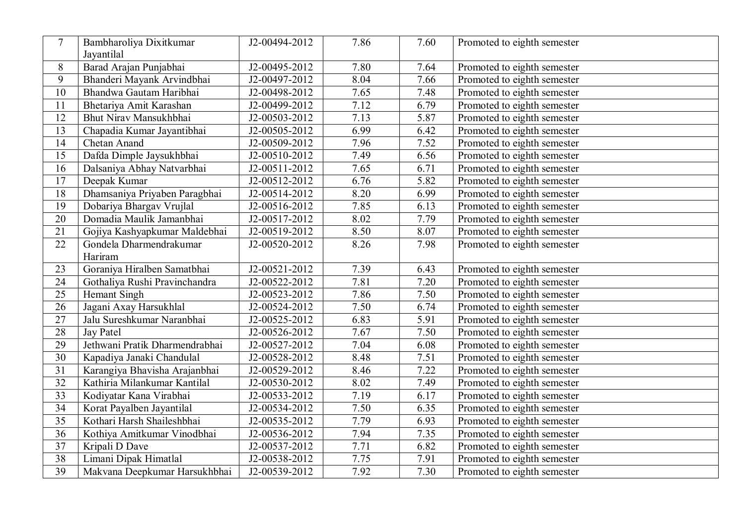| 7 | Bambharoliya Dixitkumar Jayantilal | J2-00494-2012 | 7.86 | 7.60 | Promoted to eighth semester |
|---|---|---|---|---|---|
| 8 | Barad Arajan Punjabhai | J2-00495-2012 | 7.80 | 7.64 | Promoted to eighth semester |
| 9 | Bhanderi Mayank Arvindbhai | J2-00497-2012 | 8.04 | 7.66 | Promoted to eighth semester |
| 10 | Bhandwa Gautam Haribhai | J2-00498-2012 | 7.65 | 7.48 | Promoted to eighth semester |
| 11 | Bhetariya Amit Karashan | J2-00499-2012 | 7.12 | 6.79 | Promoted to eighth semester |
| 12 | Bhut Nirav Mansukhbhai | J2-00503-2012 | 7.13 | 5.87 | Promoted to eighth semester |
| 13 | Chapadia Kumar Jayantibhai | J2-00505-2012 | 6.99 | 6.42 | Promoted to eighth semester |
| 14 | Chetan Anand | J2-00509-2012 | 7.96 | 7.52 | Promoted to eighth semester |
| 15 | Dafda Dimple Jaysukhbhai | J2-00510-2012 | 7.49 | 6.56 | Promoted to eighth semester |
| 16 | Dalsaniya Abhay Natvarbhai | J2-00511-2012 | 7.65 | 6.71 | Promoted to eighth semester |
| 17 | Deepak Kumar | J2-00512-2012 | 6.76 | 5.82 | Promoted to eighth semester |
| 18 | Dhamsaniya Priyaben Paragbhai | J2-00514-2012 | 8.20 | 6.99 | Promoted to eighth semester |
| 19 | Dobariya Bhargav Vrujlal | J2-00516-2012 | 7.85 | 6.13 | Promoted to eighth semester |
| 20 | Domadia Maulik Jamanbhai | J2-00517-2012 | 8.02 | 7.79 | Promoted to eighth semester |
| 21 | Gojiya Kashyapkumar Maldebhai | J2-00519-2012 | 8.50 | 8.07 | Promoted to eighth semester |
| 22 | Gondela Dharmendrakumar Hariram | J2-00520-2012 | 8.26 | 7.98 | Promoted to eighth semester |
| 23 | Goraniya Hiralben Samatbhai | J2-00521-2012 | 7.39 | 6.43 | Promoted to eighth semester |
| 24 | Gothaliya Rushi Pravinchandra | J2-00522-2012 | 7.81 | 7.20 | Promoted to eighth semester |
| 25 | Hemant Singh | J2-00523-2012 | 7.86 | 7.50 | Promoted to eighth semester |
| 26 | Jagani Axay Harsukhlal | J2-00524-2012 | 7.50 | 6.74 | Promoted to eighth semester |
| 27 | Jalu Sureshkumar Naranbhai | J2-00525-2012 | 6.83 | 5.91 | Promoted to eighth semester |
| 28 | Jay Patel | J2-00526-2012 | 7.67 | 7.50 | Promoted to eighth semester |
| 29 | Jethwani Pratik Dharmendrabhai | J2-00527-2012 | 7.04 | 6.08 | Promoted to eighth semester |
| 30 | Kapadiya Janaki Chandulal | J2-00528-2012 | 8.48 | 7.51 | Promoted to eighth semester |
| 31 | Karangiya Bhavisha Arajanbhai | J2-00529-2012 | 8.46 | 7.22 | Promoted to eighth semester |
| 32 | Kathiria Milankumar Kantilal | J2-00530-2012 | 8.02 | 7.49 | Promoted to eighth semester |
| 33 | Kodiyatar Kana Virabhai | J2-00533-2012 | 7.19 | 6.17 | Promoted to eighth semester |
| 34 | Korat Payalben Jayantilal | J2-00534-2012 | 7.50 | 6.35 | Promoted to eighth semester |
| 35 | Kothari Harsh Shaileshbhai | J2-00535-2012 | 7.79 | 6.93 | Promoted to eighth semester |
| 36 | Kothiya Amitkumar Vinodbhai | J2-00536-2012 | 7.94 | 7.35 | Promoted to eighth semester |
| 37 | Kripali D Dave | J2-00537-2012 | 7.71 | 6.82 | Promoted to eighth semester |
| 38 | Limani Dipak Himatlal | J2-00538-2012 | 7.75 | 7.91 | Promoted to eighth semester |
| 39 | Makvana Deepkumar Harsukhbhai | J2-00539-2012 | 7.92 | 7.30 | Promoted to eighth semester |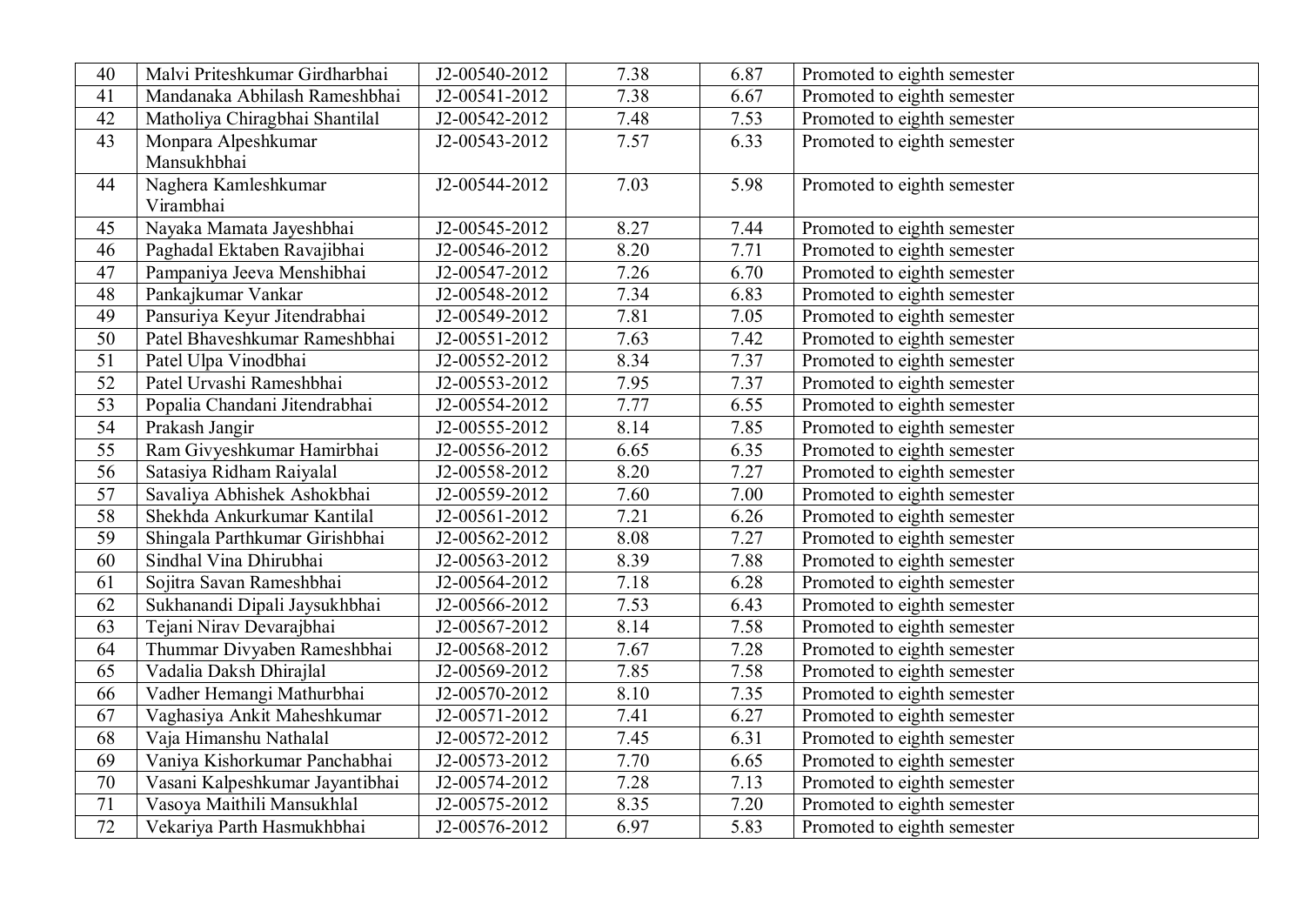| 40 | Malvi Priteshkumar Girdharbhai | J2-00540-2012 | 7.38 | 6.87 | Promoted to eighth semester |
|---|---|---|---|---|---|
| 41 | Mandanaka Abhilash Rameshbhai | J2-00541-2012 | 7.38 | 6.67 | Promoted to eighth semester |
| 42 | Matholiya Chiragbhai Shantilal | J2-00542-2012 | 7.48 | 7.53 | Promoted to eighth semester |
| 43 | Monpara Alpeshkumar Mansukhbhai | J2-00543-2012 | 7.57 | 6.33 | Promoted to eighth semester |
| 44 | Naghera Kamleshkumar Virambhai | J2-00544-2012 | 7.03 | 5.98 | Promoted to eighth semester |
| 45 | Nayaka Mamata Jayeshbhai | J2-00545-2012 | 8.27 | 7.44 | Promoted to eighth semester |
| 46 | Paghadal Ektaben Ravajibhai | J2-00546-2012 | 8.20 | 7.71 | Promoted to eighth semester |
| 47 | Pampaniya Jeeva Menshibhai | J2-00547-2012 | 7.26 | 6.70 | Promoted to eighth semester |
| 48 | Pankajkumar Vankar | J2-00548-2012 | 7.34 | 6.83 | Promoted to eighth semester |
| 49 | Pansuriya Keyur Jitendrabhai | J2-00549-2012 | 7.81 | 7.05 | Promoted to eighth semester |
| 50 | Patel Bhaveshkumar Rameshbhai | J2-00551-2012 | 7.63 | 7.42 | Promoted to eighth semester |
| 51 | Patel Ulpa Vinodbhai | J2-00552-2012 | 8.34 | 7.37 | Promoted to eighth semester |
| 52 | Patel Urvashi Rameshbhai | J2-00553-2012 | 7.95 | 7.37 | Promoted to eighth semester |
| 53 | Popalia Chandani Jitendrabhai | J2-00554-2012 | 7.77 | 6.55 | Promoted to eighth semester |
| 54 | Prakash Jangir | J2-00555-2012 | 8.14 | 7.85 | Promoted to eighth semester |
| 55 | Ram Givyeshkumar Hamirbhai | J2-00556-2012 | 6.65 | 6.35 | Promoted to eighth semester |
| 56 | Satasiya Ridham Raiyalal | J2-00558-2012 | 8.20 | 7.27 | Promoted to eighth semester |
| 57 | Savaliya Abhishek Ashokbhai | J2-00559-2012 | 7.60 | 7.00 | Promoted to eighth semester |
| 58 | Shekhda Ankurkumar Kantilal | J2-00561-2012 | 7.21 | 6.26 | Promoted to eighth semester |
| 59 | Shingala Parthkumar Girishbhai | J2-00562-2012 | 8.08 | 7.27 | Promoted to eighth semester |
| 60 | Sindhal Vina Dhirubhai | J2-00563-2012 | 8.39 | 7.88 | Promoted to eighth semester |
| 61 | Sojitra Savan Rameshbhai | J2-00564-2012 | 7.18 | 6.28 | Promoted to eighth semester |
| 62 | Sukhanandi Dipali Jaysukhbhai | J2-00566-2012 | 7.53 | 6.43 | Promoted to eighth semester |
| 63 | Tejani Nirav Devarajbhai | J2-00567-2012 | 8.14 | 7.58 | Promoted to eighth semester |
| 64 | Thummar Divyaben Rameshbhai | J2-00568-2012 | 7.67 | 7.28 | Promoted to eighth semester |
| 65 | Vadalia Daksh Dhirajlal | J2-00569-2012 | 7.85 | 7.58 | Promoted to eighth semester |
| 66 | Vadher Hemangi Mathurbhai | J2-00570-2012 | 8.10 | 7.35 | Promoted to eighth semester |
| 67 | Vaghasiya Ankit Maheshkumar | J2-00571-2012 | 7.41 | 6.27 | Promoted to eighth semester |
| 68 | Vaja Himanshu Nathalal | J2-00572-2012 | 7.45 | 6.31 | Promoted to eighth semester |
| 69 | Vaniya Kishorkumar Panchabhai | J2-00573-2012 | 7.70 | 6.65 | Promoted to eighth semester |
| 70 | Vasani Kalpeshkumar Jayantibhai | J2-00574-2012 | 7.28 | 7.13 | Promoted to eighth semester |
| 71 | Vasoya Maithili Mansukhlal | J2-00575-2012 | 8.35 | 7.20 | Promoted to eighth semester |
| 72 | Vekariya Parth Hasmukhbhai | J2-00576-2012 | 6.97 | 5.83 | Promoted to eighth semester |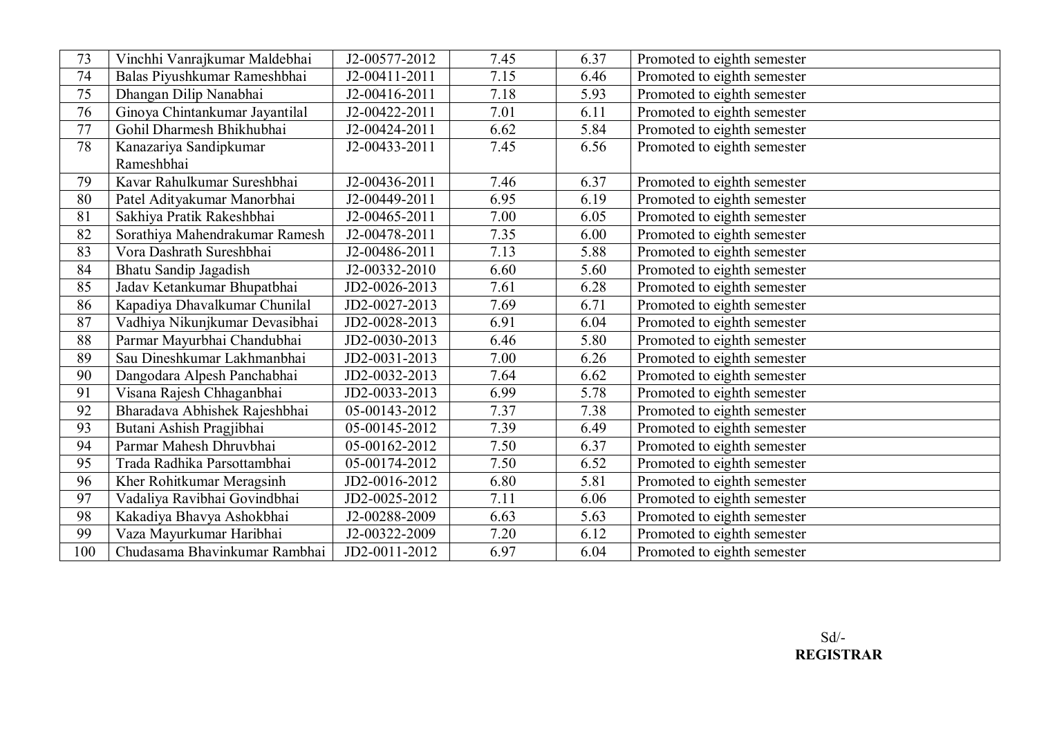| | | | | | |
|---|---|---|---|---|---|
| 73 | Vinchhi Vanrajkumar Maldebhai | J2-00577-2012 | 7.45 | 6.37 | Promoted to eighth semester |
| 74 | Balas Piyushkumar Rameshbhai | J2-00411-2011 | 7.15 | 6.46 | Promoted to eighth semester |
| 75 | Dhangan Dilip Nanabhai | J2-00416-2011 | 7.18 | 5.93 | Promoted to eighth semester |
| 76 | Ginoya Chintankumar Jayantilal | J2-00422-2011 | 7.01 | 6.11 | Promoted to eighth semester |
| 77 | Gohil Dharmesh Bhikhubhai | J2-00424-2011 | 6.62 | 5.84 | Promoted to eighth semester |
| 78 | Kanazariya Sandipkumar Rameshbhai | J2-00433-2011 | 7.45 | 6.56 | Promoted to eighth semester |
| 79 | Kavar Rahulkumar Sureshbhai | J2-00436-2011 | 7.46 | 6.37 | Promoted to eighth semester |
| 80 | Patel Adityakumar Manorbhai | J2-00449-2011 | 6.95 | 6.19 | Promoted to eighth semester |
| 81 | Sakhiya Pratik Rakeshbhai | J2-00465-2011 | 7.00 | 6.05 | Promoted to eighth semester |
| 82 | Sorathiya Mahendrakumar Ramesh | J2-00478-2011 | 7.35 | 6.00 | Promoted to eighth semester |
| 83 | Vora Dashrath Sureshbhai | J2-00486-2011 | 7.13 | 5.88 | Promoted to eighth semester |
| 84 | Bhatu Sandip Jagadish | J2-00332-2010 | 6.60 | 5.60 | Promoted to eighth semester |
| 85 | Jadav Ketankumar Bhupatbhai | JD2-0026-2013 | 7.61 | 6.28 | Promoted to eighth semester |
| 86 | Kapadiya Dhavalkumar Chunilal | JD2-0027-2013 | 7.69 | 6.71 | Promoted to eighth semester |
| 87 | Vadhiya Nikunjkumar Devasibhai | JD2-0028-2013 | 6.91 | 6.04 | Promoted to eighth semester |
| 88 | Parmar Mayurbhai Chandubhai | JD2-0030-2013 | 6.46 | 5.80 | Promoted to eighth semester |
| 89 | Sau Dineshkumar Lakhmanbhai | JD2-0031-2013 | 7.00 | 6.26 | Promoted to eighth semester |
| 90 | Dangodara Alpesh Panchabhai | JD2-0032-2013 | 7.64 | 6.62 | Promoted to eighth semester |
| 91 | Visana Rajesh Chhaganbhai | JD2-0033-2013 | 6.99 | 5.78 | Promoted to eighth semester |
| 92 | Bharadava Abhishek Rajeshbhai | 05-00143-2012 | 7.37 | 7.38 | Promoted to eighth semester |
| 93 | Butani Ashish Pragjibhai | 05-00145-2012 | 7.39 | 6.49 | Promoted to eighth semester |
| 94 | Parmar Mahesh Dhruvbhai | 05-00162-2012 | 7.50 | 6.37 | Promoted to eighth semester |
| 95 | Trada Radhika Parsottambhai | 05-00174-2012 | 7.50 | 6.52 | Promoted to eighth semester |
| 96 | Kher Rohitkumar Meragsinh | JD2-0016-2012 | 6.80 | 5.81 | Promoted to eighth semester |
| 97 | Vadaliya Ravibhai Govindbhai | JD2-0025-2012 | 7.11 | 6.06 | Promoted to eighth semester |
| 98 | Kakadiya Bhavya Ashokbhai | J2-00288-2009 | 6.63 | 5.63 | Promoted to eighth semester |
| 99 | Vaza Mayurkumar Haribhai | J2-00322-2009 | 7.20 | 6.12 | Promoted to eighth semester |
| 100 | Chudasama Bhavinkumar Rambhai | JD2-0011-2012 | 6.97 | 6.04 | Promoted to eighth semester |

Sd/-
**REGISTRAR**